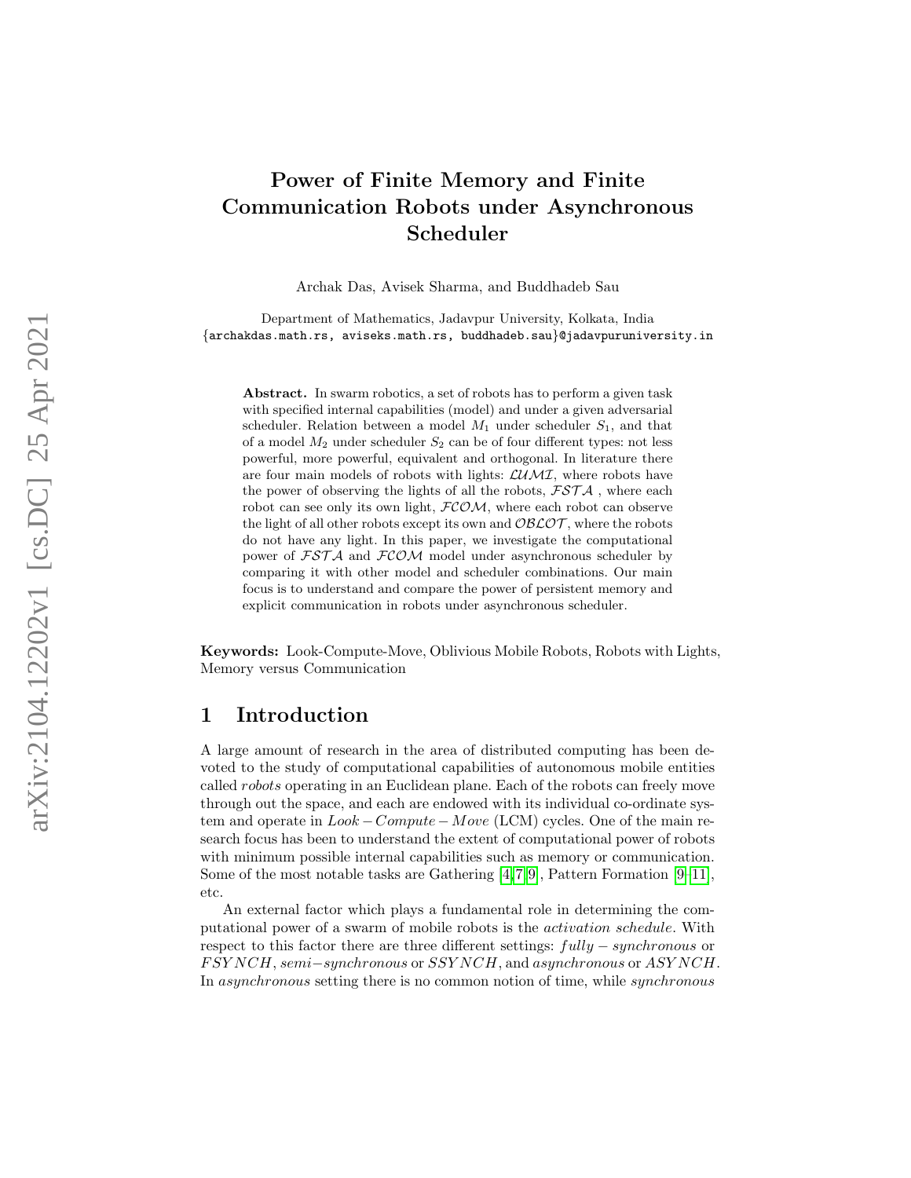# Power of Finite Memory and Finite Communication Robots under Asynchronous Scheduler

Archak Das, Avisek Sharma, and Buddhadeb Sau

Department of Mathematics, Jadavpur University, Kolkata, India
{archakdas.math.rs, aviseks.math.rs, buddhadeb.sau}@jadavpuruniversity.in

**Abstract.** In swarm robotics, a set of robots has to perform a given task with specified internal capabilities (model) and under a given adversarial scheduler. Relation between a model $M_1$ under scheduler $S_1$, and that of a model $M_2$ under scheduler $S_2$ can be of four different types: not less powerful, more powerful, equivalent and orthogonal. In literature there are four main models of robots with lights: $\mathcal{LUMI}$, where robots have the power of observing the lights of all the robots, $\mathcal{FSTA}$ , where each robot can see only its own light, $\mathcal{FCOM}$, where each robot can observe the light of all other robots except its own and $\mathcal{OBLOT}$, where the robots do not have any light. In this paper, we investigate the computational power of $\mathcal{FSTA}$ and $\mathcal{FCOM}$ model under asynchronous scheduler by comparing it with other model and scheduler combinations. Our main focus is to understand and compare the power of persistent memory and explicit communication in robots under asynchronous scheduler.

**Keywords:** Look-Compute-Move, Oblivious Mobile Robots, Robots with Lights, Memory versus Communication

## 1 Introduction

A large amount of research in the area of distributed computing has been devoted to the study of computational capabilities of autonomous mobile entities called *robots* operating in an Euclidean plane. Each of the robots can freely move through out the space, and each are endowed with its individual co-ordinate system and operate in $Look-Compute-Move$ (LCM) cycles. One of the main research focus has been to understand the extent of computational power of robots with minimum possible internal capabilities such as memory or communication. Some of the most notable tasks are Gathering [4,7,9], Pattern Formation [9–11], etc.

An external factor which plays a fundamental role in determining the computational power of a swarm of mobile robots is the *activation schedule*. With respect to this factor there are three different settings: $fully-synchronous$ or $FSYNCH$, $semi-synchronous$ or $SSYNCH$, and $asynchronous$ or $ASYNCH$. In *asynchronous* setting there is no common notion of time, while *synchronous*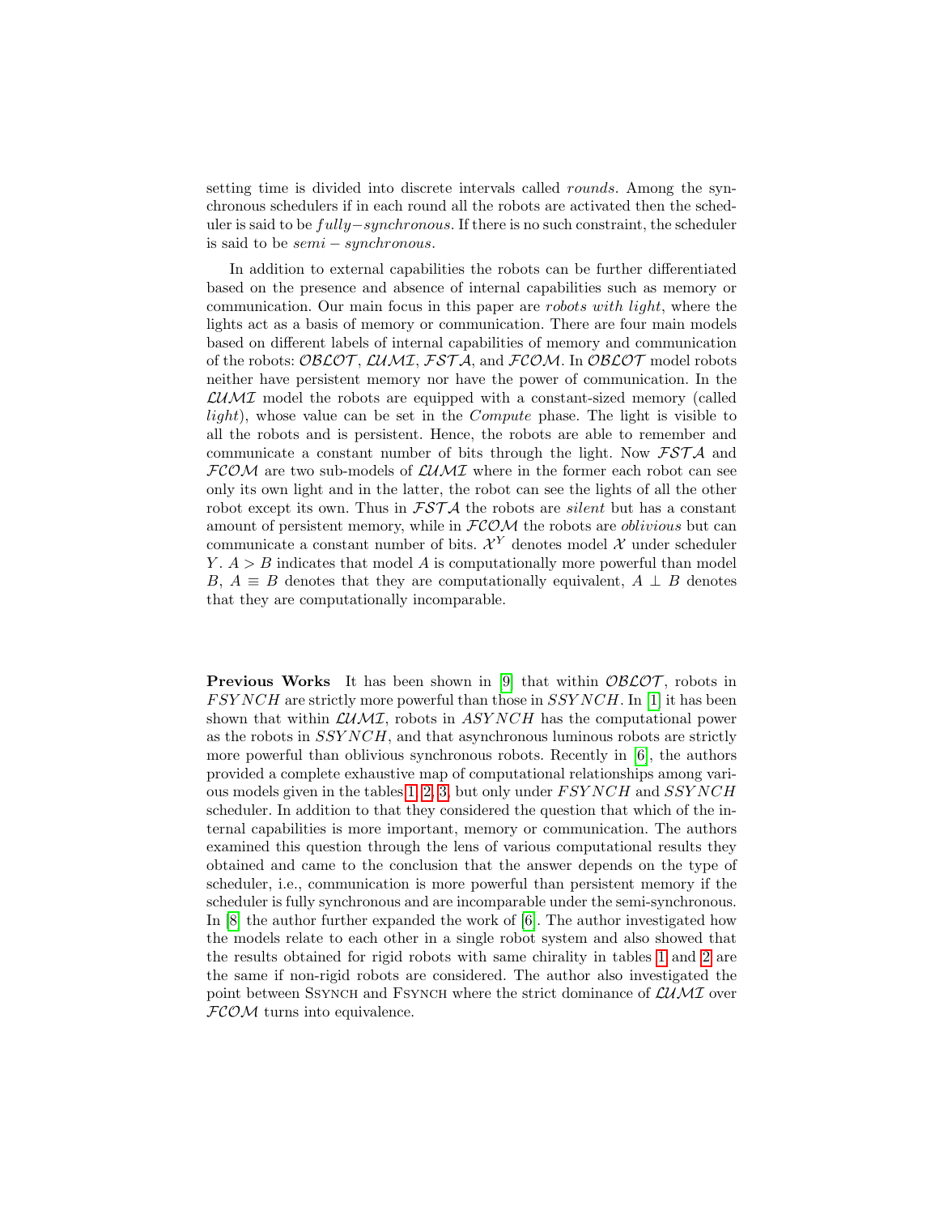setting time is divided into discrete intervals called *rounds*. Among the synchronous schedulers if in each round all the robots are activated then the scheduler is said to be $fully-synchronous$. If there is no such constraint, the scheduler is said to be $semi-synchronous$.

In addition to external capabilities the robots can be further differentiated based on the presence and absence of internal capabilities such as memory or communication. Our main focus in this paper are *robots with light*, where the lights act as a basis of memory or communication. There are four main models based on different labels of internal capabilities of memory and communication of the robots: $\mathcal{OBLOT}$, $\mathcal{LUMI}$, $\mathcal{FSTA}$, and $\mathcal{FCOM}$. In $\mathcal{OBLOT}$ model robots neither have persistent memory nor have the power of communication. In the $\mathcal{LUMI}$ model the robots are equipped with a constant-sized memory (called *light*), whose value can be set in the $Compute$ phase. The light is visible to all the robots and is persistent. Hence, the robots are able to remember and communicate a constant number of bits through the light. Now $\mathcal{FSTA}$ and $\mathcal{FCOM}$ are two sub-models of $\mathcal{LUMI}$ where in the former each robot can see only its own light and in the latter, the robot can see the lights of all the other robot except its own. Thus in $\mathcal{FSTA}$ the robots are *silent* but has a constant amount of persistent memory, while in $\mathcal{FCOM}$ the robots are *oblivious* but can communicate a constant number of bits. $\mathcal{X}^Y$ denotes model $\mathcal{X}$ under scheduler $Y$. $A > B$ indicates that model $A$ is computationally more powerful than model $B$, $A \equiv B$ denotes that they are computationally equivalent, $A \perp B$ denotes that they are computationally incomparable.

**Previous Works** It has been shown in [9] that within $\mathcal{OBLOT}$, robots in $FSYNCH$ are strictly more powerful than those in $SSYNCH$. In [1] it has been shown that within $\mathcal{LUMI}$, robots in $ASYNCH$ has the computational power as the robots in $SSYNCH$, and that asynchronous luminous robots are strictly more powerful than oblivious synchronous robots. Recently in [6], the authors provided a complete exhaustive map of computational relationships among various models given in the tables 1, 2, 3, but only under $FSYNCH$ and $SSYNCH$ scheduler. In addition to that they considered the question that which of the internal capabilities is more important, memory or communication. The authors examined this question through the lens of various computational results they obtained and came to the conclusion that the answer depends on the type of scheduler, i.e., communication is more powerful than persistent memory if the scheduler is fully synchronous and are incomparable under the semi-synchronous. In [8] the author further expanded the work of [6]. The author investigated how the models relate to each other in a single robot system and also showed that the results obtained for rigid robots with same chirality in tables 1 and 2 are the same if non-rigid robots are considered. The author also investigated the point between SSYNCH and FSYNCH where the strict dominance of $\mathcal{LUMI}$ over $\mathcal{FCOM}$ turns into equivalence.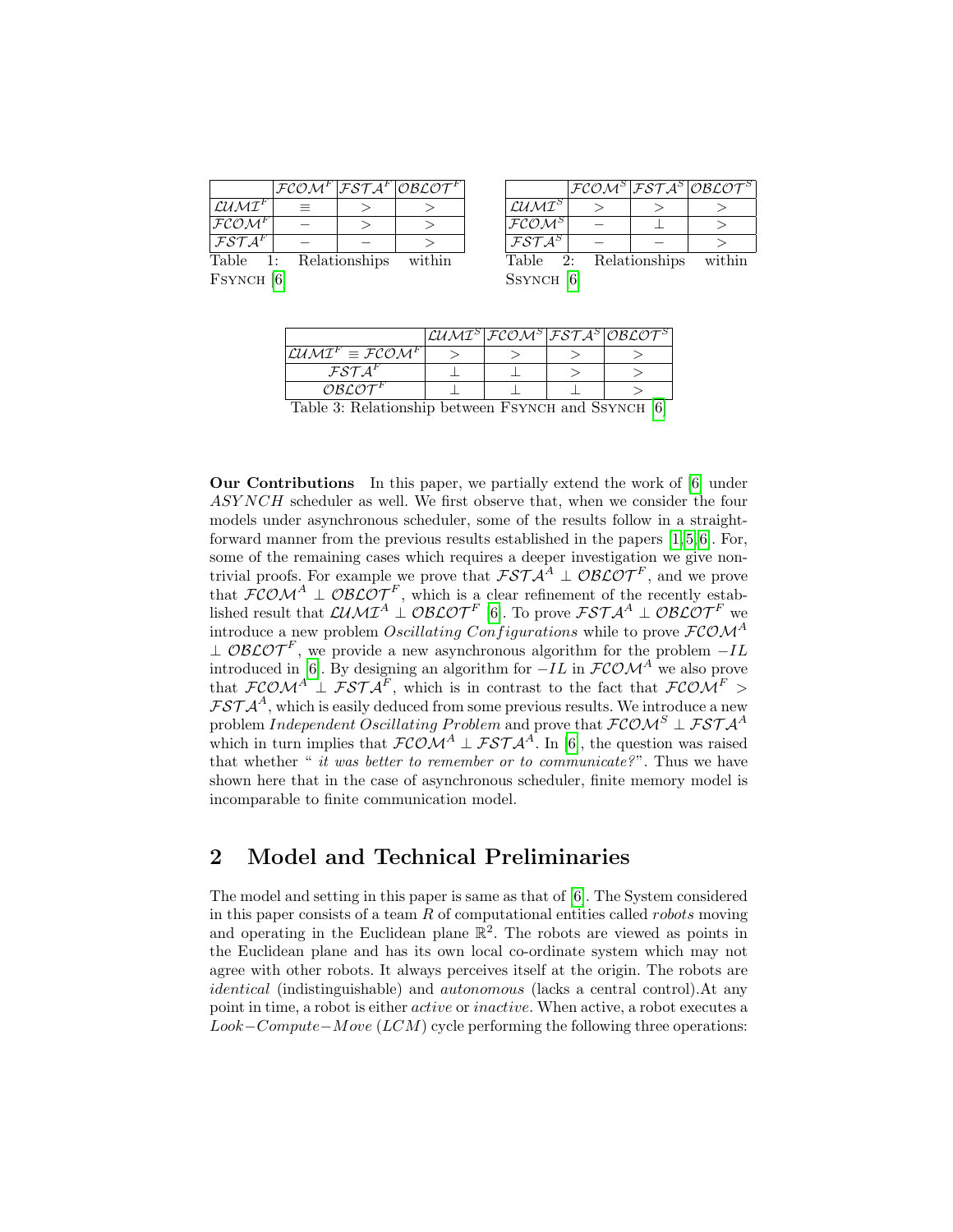|  | $\mathcal{FCOM}^F$ | $\mathcal{FSTA}^F$ | $\mathcal{OBLOT}^F$ |
|---|---|---|---|
| $\mathcal{LUMI}^F$ | $\equiv$ | $>$ | $>$ |
| $\mathcal{FCOM}^F$ | $-$ | $>$ | $>$ |
| $\mathcal{FSTA}^F$ | $-$ | $-$ | $>$ |

Table 1: Relationships within FSYNCH [6]

|  | $\mathcal{FCOM}^S$ | $\mathcal{FSTA}^S$ | $\mathcal{OBLOT}^S$ |
|---|---|---|---|
| $\mathcal{LUMI}^S$ | $>$ | $>$ | $>$ |
| $\mathcal{FCOM}^S$ | $-$ | $\perp$ | $>$ |
| $\mathcal{FSTA}^S$ | $-$ | $-$ | $>$ |

Table 2: Relationships within SSYNCH [6]

|  | $\mathcal{LUMI}^S$ | $\mathcal{FCOM}^S$ | $\mathcal{FSTA}^S$ | $\mathcal{OBLOT}^S$ |
|---|---|---|---|---|
| $\mathcal{LUMI}^F \equiv \mathcal{FCOM}^F$ | $>$ | $>$ | $>$ | $>$ |
| $\mathcal{FSTA}^F$ | $\perp$ | $\perp$ | $>$ | $>$ |
| $\mathcal{OBLOT}^F$ | $\perp$ | $\perp$ | $\perp$ | $>$ |

Table 3: Relationship between FSYNCH and SSYNCH [6]

**Our Contributions** In this paper, we partially extend the work of [6] under $ASYNCH$ scheduler as well. We first observe that, when we consider the four models under asynchronous scheduler, some of the results follow in a straightforward manner from the previous results established in the papers [1,5,6]. For, some of the remaining cases which requires a deeper investigation we give non-trivial proofs. For example we prove that $\mathcal{FSTA}^A \perp \mathcal{OBLOT}^F$, and we prove that $\mathcal{FCOM}^A \perp \mathcal{OBLOT}^F$, which is a clear refinement of the recently established result that $\mathcal{LUMI}^A \perp \mathcal{OBLOT}^F$ [6]. To prove $\mathcal{FSTA}^A \perp \mathcal{OBLOT}^F$ we introduce a new problem *Oscillating Configurations* while to prove $\mathcal{FCOM}^A \perp \mathcal{OBLOT}^F$, we provide a new asynchronous algorithm for the problem $-IL$ introduced in [6]. By designing an algorithm for $-IL$ in $\mathcal{FCOM}^A$ we also prove that $\mathcal{FCOM}^A \perp \mathcal{FSTA}^F$, which is in contrast to the fact that $\mathcal{FCOM}^F > \mathcal{FSTA}^A$, which is easily deduced from some previous results. We introduce a new problem *Independent Oscillating Problem* and prove that $\mathcal{FCOM}^S \perp \mathcal{FSTA}^A$ which in turn implies that $\mathcal{FCOM}^A \perp \mathcal{FSTA}^A$. In [6], the question was raised that whether " *it was better to remember or to communicate?*". Thus we have shown here that in the case of asynchronous scheduler, finite memory model is incomparable to finite communication model.

## 2 Model and Technical Preliminaries

The model and setting in this paper is same as that of [6]. The System considered in this paper consists of a team $R$ of computational entities called *robots* moving and operating in the Euclidean plane $\mathbb{R}^2$. The robots are viewed as points in the Euclidean plane and has its own local co-ordinate system which may not agree with other robots. It always perceives itself at the origin. The robots are *identical* (indistinguishable) and *autonomous* (lacks a central control).At any point in time, a robot is either *active* or *inactive*. When active, a robot executes a $Look-Compute-Move$ ($LCM$) cycle performing the following three operations: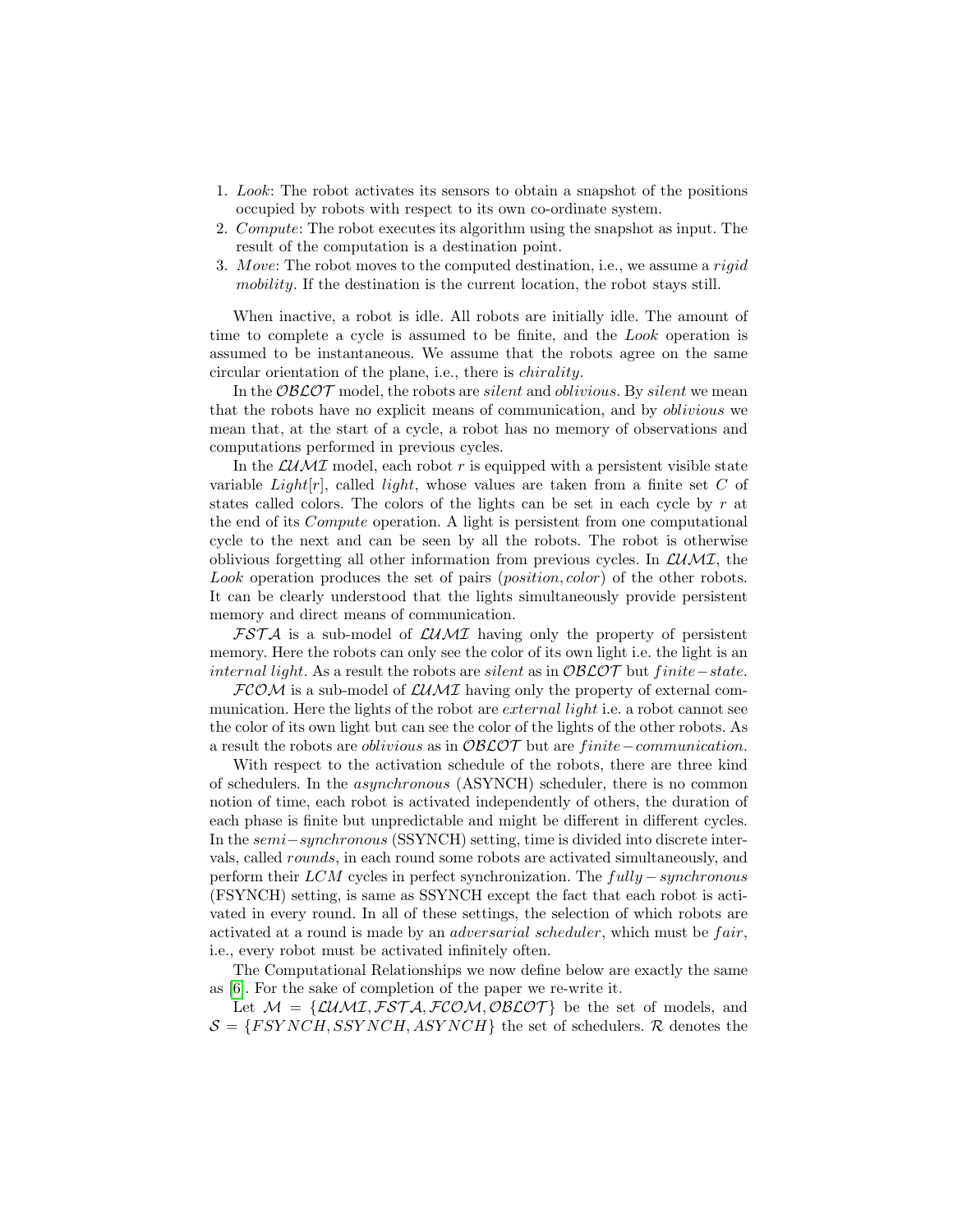1. *Look*: The robot activates its sensors to obtain a snapshot of the positions occupied by robots with respect to its own co-ordinate system.
2. *Compute*: The robot executes its algorithm using the snapshot as input. The result of the computation is a destination point.
3. *Move*: The robot moves to the computed destination, i.e., we assume a *rigid mobility*. If the destination is the current location, the robot stays still.

When inactive, a robot is idle. All robots are initially idle. The amount of time to complete a cycle is assumed to be finite, and the *Look* operation is assumed to be instantaneous. We assume that the robots agree on the same circular orientation of the plane, i.e., there is *chirality*.

In the $\mathcal{OBLOT}$ model, the robots are *silent* and *oblivious*. By *silent* we mean that the robots have no explicit means of communication, and by *oblivious* we mean that, at the start of a cycle, a robot has no memory of observations and computations performed in previous cycles.

In the $\mathcal{LUMI}$ model, each robot $r$ is equipped with a persistent visible state variable $Light[r]$, called *light*, whose values are taken from a finite set $C$ of states called colors. The colors of the lights can be set in each cycle by $r$ at the end of its *Compute* operation. A light is persistent from one computational cycle to the next and can be seen by all the robots. The robot is otherwise oblivious forgetting all other information from previous cycles. In $\mathcal{LUMI}$, the *Look* operation produces the set of pairs (*position*, *color*) of the other robots. It can be clearly understood that the lights simultaneously provide persistent memory and direct means of communication.

$\mathcal{FSTA}$ is a sub-model of $\mathcal{LUMI}$ having only the property of persistent memory. Here the robots can only see the color of its own light i.e. the light is an *internal light*. As a result the robots are *silent* as in $\mathcal{OBLOT}$ but $finite-state$.

$\mathcal{FCOM}$ is a sub-model of $\mathcal{LUMI}$ having only the property of external communication. Here the lights of the robot are *external light* i.e. a robot cannot see the color of its own light but can see the color of the lights of the other robots. As a result the robots are *oblivious* as in $\mathcal{OBLOT}$ but are $finite-communication$.

With respect to the activation schedule of the robots, there are three kind of schedulers. In the *asynchronous* (ASYNCH) scheduler, there is no common notion of time, each robot is activated independently of others, the duration of each phase is finite but unpredictable and might be different in different cycles. In the $semi-synchronous$ (SSYNCH) setting, time is divided into discrete intervals, called *rounds*, in each round some robots are activated simultaneously, and perform their $LCM$ cycles in perfect synchronization. The $fully-synchronous$ (FSYNCH) setting, is same as SSYNCH except the fact that each robot is activated in every round. In all of these settings, the selection of which robots are activated at a round is made by an *adversarial scheduler*, which must be *fair*, i.e., every robot must be activated infinitely often.

The Computational Relationships we now define below are exactly the same as [6]. For the sake of completion of the paper we re-write it.

Let $\mathcal{M} = \{\mathcal{LUMI}, \mathcal{FSTA}, \mathcal{FCOM}, \mathcal{OBLOT}\}$ be the set of models, and $\mathcal{S} = \{FSYNCH, SSYNCH, ASYNCH\}$ the set of schedulers. $\mathcal{R}$ denotes the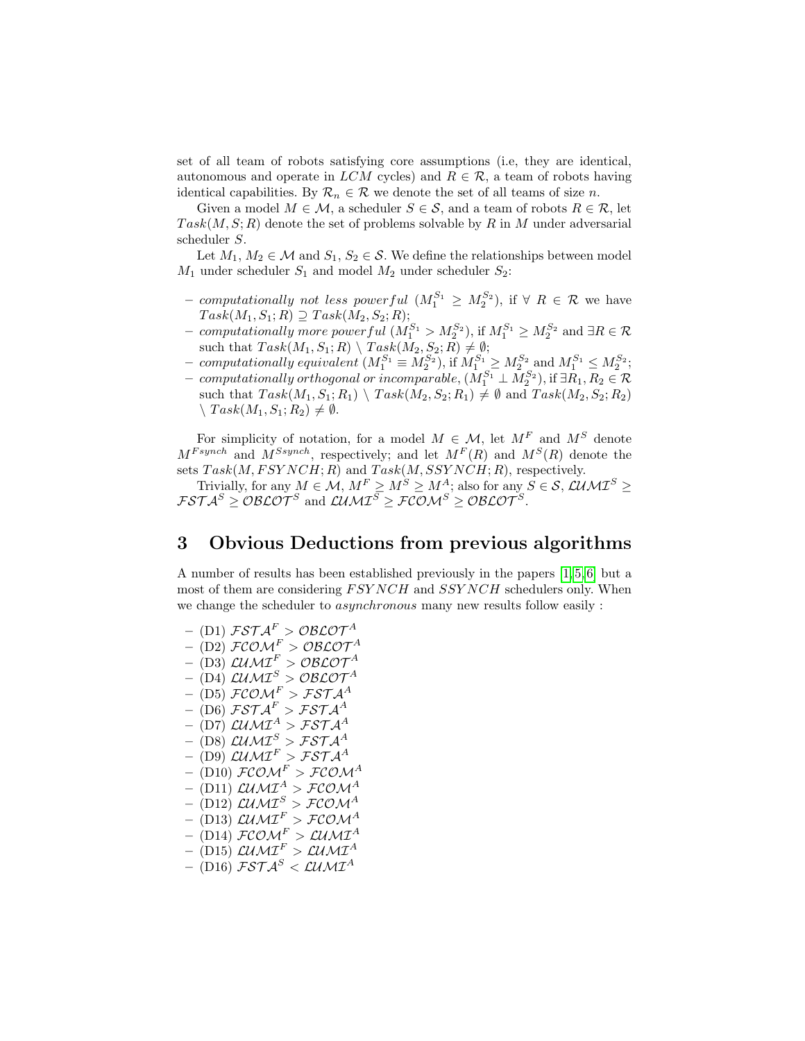set of all team of robots satisfying core assumptions (i.e, they are identical, autonomous and operate in $LCM$ cycles) and $R \in \mathcal{R}$, a team of robots having identical capabilities. By $\mathcal{R}_n \in \mathcal{R}$ we denote the set of all teams of size $n$.

Given a model $M \in \mathcal{M}$, a scheduler $S \in \mathcal{S}$, and a team of robots $R \in \mathcal{R}$, let $Task(M, S; R)$ denote the set of problems solvable by $R$ in $M$ under adversarial scheduler $S$.

Let $M_1, M_2 \in \mathcal{M}$ and $S_1, S_2 \in \mathcal{S}$. We define the relationships between model $M_1$ under scheduler $S_1$ and model $M_2$ under scheduler $S_2$:

- *computationally not less powerful* ($M_1^{S_1} \geq M_2^{S_2}$), if $\forall\ R \in \mathcal{R}$ we have $Task(M_1, S_1; R) \supseteq Task(M_2, S_2; R)$;
- *computationally more powerful* ($M_1^{S_1} > M_2^{S_2}$), if $M_1^{S_1} \geq M_2^{S_2}$ and $\exists R \in \mathcal{R}$ such that $Task(M_1, S_1; R) \setminus Task(M_2, S_2; R) \neq \emptyset$;
- *computationally equivalent* ($M_1^{S_1} \equiv M_2^{S_2}$), if $M_1^{S_1} \geq M_2^{S_2}$ and $M_1^{S_1} \leq M_2^{S_2}$;
- *computationally orthogonal or incomparable*, ($M_1^{S_1} \perp M_2^{S_2}$), if $\exists R_1, R_2 \in \mathcal{R}$ such that $Task(M_1, S_1; R_1) \setminus Task(M_2, S_2; R_1) \neq \emptyset$ and $Task(M_2, S_2; R_2) \setminus Task(M_1, S_1; R_2) \neq \emptyset$.

For simplicity of notation, for a model $M \in \mathcal{M}$, let $M^F$ and $M^S$ denote $M^{Fsynch}$ and $M^{Ssynch}$, respectively; and let $M^F(R)$ and $M^S(R)$ denote the sets $Task(M, FSYNCH; R)$ and $Task(M, SSYNCH; R)$, respectively.

Trivially, for any $M \in \mathcal{M}$, $M^F \geq M^S \geq M^A$; also for any $S \in \mathcal{S}$, $\mathcal{LUMI}^S \geq \mathcal{FSTA}^S \geq \mathcal{OBLOT}^S$ and $\mathcal{LUMI}^S \geq \mathcal{FCOM}^S \geq \mathcal{OBLOT}^S$.

## 3 Obvious Deductions from previous algorithms

A number of results has been established previously in the papers [1,5,6] but a most of them are considering $FSYNCH$ and $SSYNCH$ schedulers only. When we change the scheduler to *asynchronous* many new results follow easily :

- (D1) $\mathcal{FSTA}^F > \mathcal{OBLOT}^A$
- (D2) $\mathcal{FCOM}^F > \mathcal{OBLOT}^A$
- (D3) $\mathcal{LUMI}^F > \mathcal{OBLOT}^A$
- (D4) $\mathcal{LUMI}^S > \mathcal{OBLOT}^A$
- (D5) $\mathcal{FCOM}^F > \mathcal{FSTA}^A$
- (D6) $\mathcal{FSTA}^F > \mathcal{FSTA}^A$
- (D7) $\mathcal{LUMI}^A > \mathcal{FSTA}^A$
- (D8) $\mathcal{LUMI}^S > \mathcal{FSTA}^A$
- (D9) $\mathcal{LUMI}^F > \mathcal{FSTA}^A$
- (D10) $\mathcal{FCOM}^F > \mathcal{FCOM}^A$
- (D11) $\mathcal{LUMI}^A > \mathcal{FCOM}^A$
- (D12) $\mathcal{LUMI}^S > \mathcal{FCOM}^A$
- (D13) $\mathcal{LUMI}^F > \mathcal{FCOM}^A$
- (D14) $\mathcal{FCOM}^F > \mathcal{LUMI}^A$
- (D15) $\mathcal{LUMI}^F > \mathcal{LUMI}^A$
- (D16) $\mathcal{FSTA}^S < \mathcal{LUMI}^A$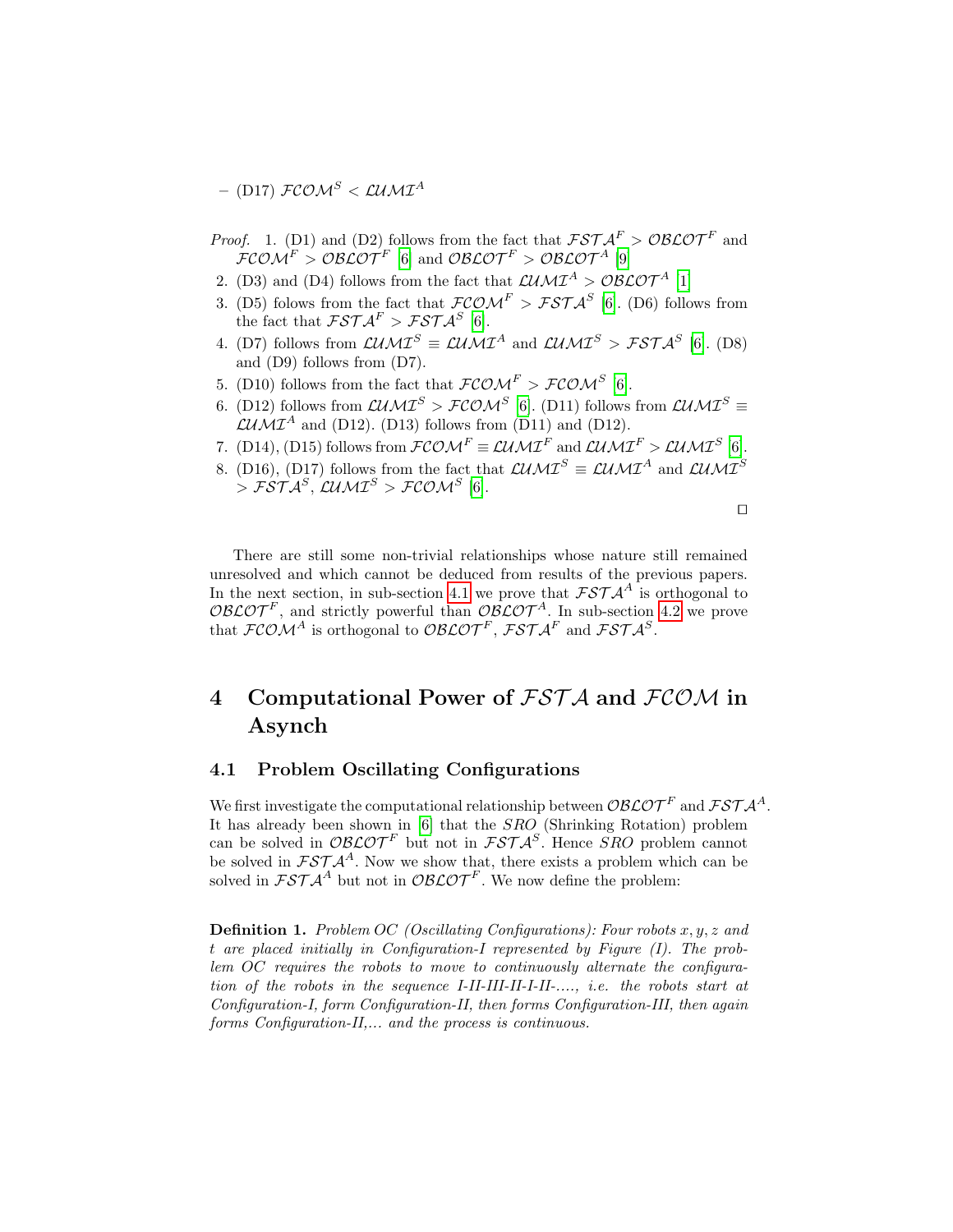– (D17) $\mathcal{FCOM}^S < \mathcal{LUMI}^A$

*Proof.* 1. (D1) and (D2) follows from the fact that $\mathcal{FSTA}^F > \mathcal{OBLOT}^F$ and $\mathcal{FCOM}^F > \mathcal{OBLOT}^F$ [6] and $\mathcal{OBLOT}^F > \mathcal{OBLOT}^A$ [9]

2. (D3) and (D4) follows from the fact that $\mathcal{LUMI}^A > \mathcal{OBLOT}^A$ [1]
3. (D5) folows from the fact that $\mathcal{FCOM}^F > \mathcal{FSTA}^S$ [6]. (D6) follows from the fact that $\mathcal{FSTA}^F > \mathcal{FSTA}^S$ [6].
4. (D7) follows from $\mathcal{LUMI}^S \equiv \mathcal{LUMI}^A$ and $\mathcal{LUMI}^S > \mathcal{FSTA}^S$ [6]. (D8) and (D9) follows from (D7).
5. (D10) follows from the fact that $\mathcal{FCOM}^F > \mathcal{FCOM}^S$ [6].
6. (D12) follows from $\mathcal{LUMI}^S > \mathcal{FCOM}^S$ [6]. (D11) follows from $\mathcal{LUMI}^S \equiv \mathcal{LUMI}^A$ and (D12). (D13) follows from (D11) and (D12).
7. (D14), (D15) follows from $\mathcal{FCOM}^F \equiv \mathcal{LUMI}^F$ and $\mathcal{LUMI}^F > \mathcal{LUMI}^S$ [6].
8. (D16), (D17) follows from the fact that $\mathcal{LUMI}^S \equiv \mathcal{LUMI}^A$ and $\mathcal{LUMI}^S > \mathcal{FSTA}^S$, $\mathcal{LUMI}^S > \mathcal{FCOM}^S$ [6].

□

There are still some non-trivial relationships whose nature still remained unresolved and which cannot be deduced from results of the previous papers. In the next section, in sub-section 4.1 we prove that $\mathcal{FSTA}^A$ is orthogonal to $\mathcal{OBLOT}^F$, and strictly powerful than $\mathcal{OBLOT}^A$. In sub-section 4.2 we prove that $\mathcal{FCOM}^A$ is orthogonal to $\mathcal{OBLOT}^F$, $\mathcal{FSTA}^F$ and $\mathcal{FSTA}^S$.

# 4 Computational Power of $\mathcal{FSTA}$ and $\mathcal{FCOM}$ in Asynch

## 4.1 Problem Oscillating Configurations

We first investigate the computational relationship between $\mathcal{OBLOT}^F$ and $\mathcal{FSTA}^A$. It has already been shown in [6] that the *SRO* (Shrinking Rotation) problem can be solved in $\mathcal{OBLOT}^F$ but not in $\mathcal{FSTA}^S$. Hence *SRO* problem cannot be solved in $\mathcal{FSTA}^A$. Now we show that, there exists a problem which can be solved in $\mathcal{FSTA}^A$ but not in $\mathcal{OBLOT}^F$. We now define the problem:

**Definition 1.** *Problem OC (Oscillating Configurations): Four robots $x, y, z$ and $t$ are placed initially in Configuration-I represented by Figure (I). The problem OC requires the robots to move to continuously alternate the configuration of the robots in the sequence I-II-III-II-I-II-...., i.e. the robots start at Configuration-I, form Configuration-II, then forms Configuration-III, then again forms Configuration-II,... and the process is continuous.*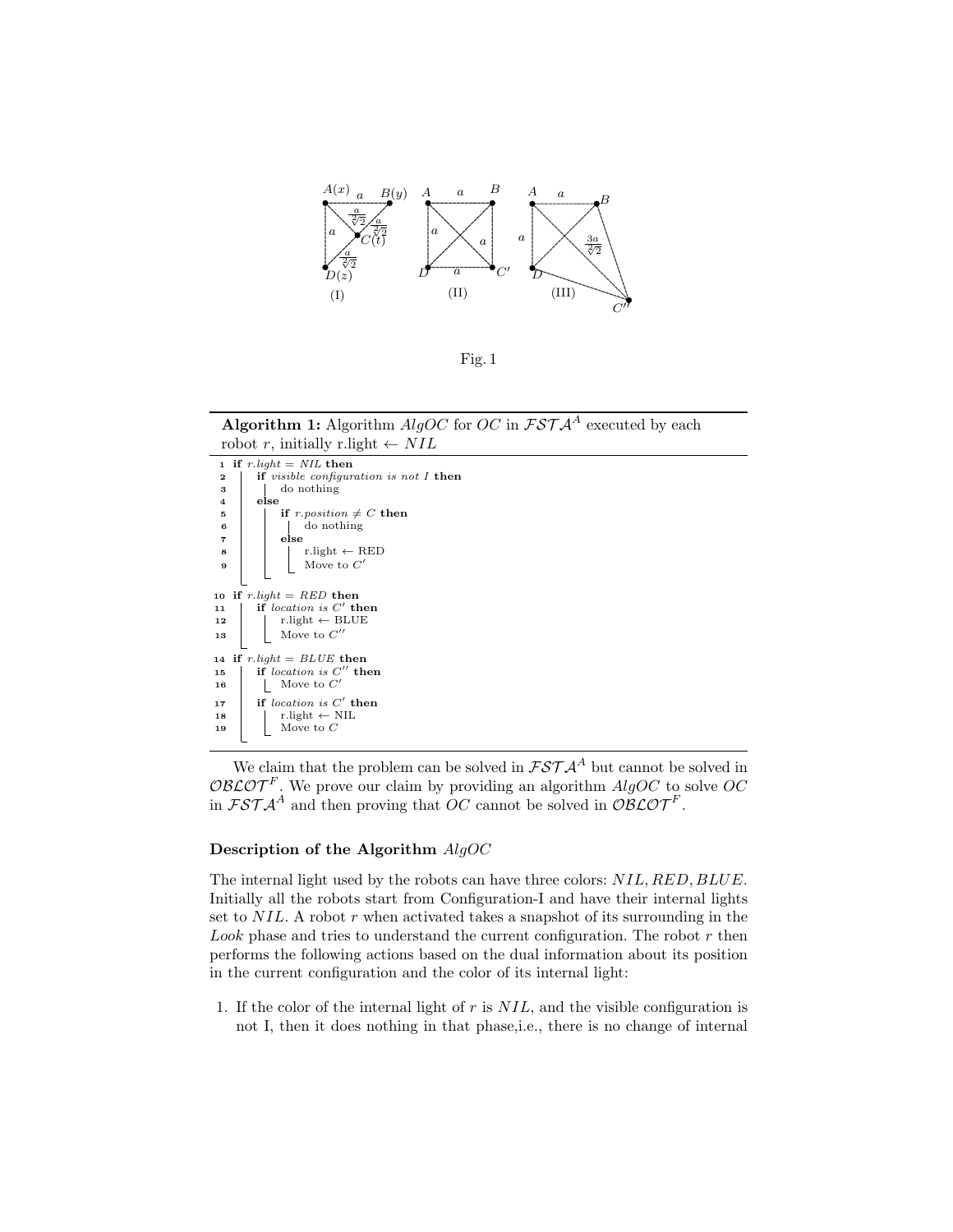Fig. 1

**Algorithm 1:** Algorithm $AlgOC$ for $OC$ in $\mathcal{FSTA}^A$ executed by each robot $r$, initially r.light $\leftarrow NIL$

```
1  if r.light = NIL then
2      if visible configuration is not I then
3          do nothing
4      else
5          if r.position ≠ C then
6              do nothing
7          else
8              r.light ← RED
9              Move to C'
10 if r.light = RED then
11     if location is C' then
12         r.light ← BLUE
13         Move to C''
14 if r.light = BLUE then
15     if location is C'' then
16         Move to C'
17     if location is C' then
18         r.light ← NIL
19         Move to C
```

We claim that the problem can be solved in $\mathcal{FSTA}^A$ but cannot be solved in $\mathcal{OBLOT}^F$. We prove our claim by providing an algorithm $AlgOC$ to solve $OC$ in $\mathcal{FSTA}^A$ and then proving that $OC$ cannot be solved in $\mathcal{OBLOT}^F$.

**Description of the Algorithm** $AlgOC$

The internal light used by the robots can have three colors: $NIL, RED, BLUE$. Initially all the robots start from Configuration-I and have their internal lights set to $NIL$. A robot $r$ when activated takes a snapshot of its surrounding in the *Look* phase and tries to understand the current configuration. The robot $r$ then performs the following actions based on the dual information about its position in the current configuration and the color of its internal light:

1. If the color of the internal light of $r$ is $NIL$, and the visible configuration is not I, then it does nothing in that phase,i.e., there is no change of internal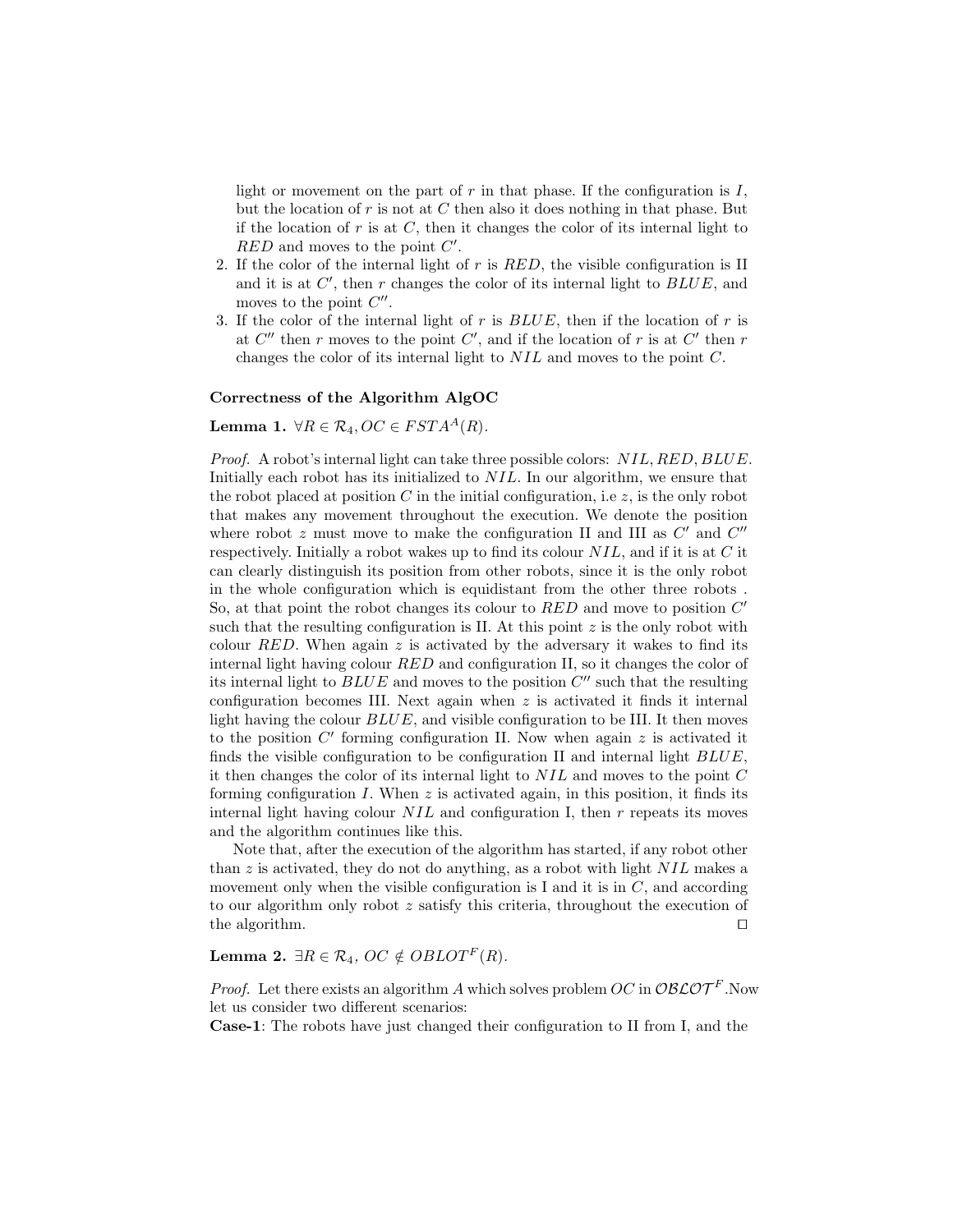light or movement on the part of $r$ in that phase. If the configuration is $I$, but the location of $r$ is not at $C$ then also it does nothing in that phase. But if the location of $r$ is at $C$, then it changes the color of its internal light to $RED$ and moves to the point $C'$.

2. If the color of the internal light of $r$ is $RED$, the visible configuration is II and it is at $C'$, then $r$ changes the color of its internal light to $BLUE$, and moves to the point $C''$.
3. If the color of the internal light of $r$ is $BLUE$, then if the location of $r$ is at $C''$ then $r$ moves to the point $C'$, and if the location of $r$ is at $C'$ then $r$ changes the color of its internal light to $NIL$ and moves to the point $C$.

**Correctness of the Algorithm AlgOC**

**Lemma 1.** $\forall R \in \mathcal{R}_4, OC \in FSTA^A(R)$.

*Proof.* A robot's internal light can take three possible colors: $NIL, RED, BLUE$. Initially each robot has its initialized to $NIL$. In our algorithm, we ensure that the robot placed at position $C$ in the initial configuration, i.e $z$, is the only robot that makes any movement throughout the execution. We denote the position where robot $z$ must move to make the configuration II and III as $C'$ and $C''$ respectively. Initially a robot wakes up to find its colour $NIL$, and if it is at $C$ it can clearly distinguish its position from other robots, since it is the only robot in the whole configuration which is equidistant from the other three robots . So, at that point the robot changes its colour to $RED$ and move to position $C'$ such that the resulting configuration is II. At this point $z$ is the only robot with colour $RED$. When again $z$ is activated by the adversary it wakes to find its internal light having colour $RED$ and configuration II, so it changes the color of its internal light to $BLUE$ and moves to the position $C''$ such that the resulting configuration becomes III. Next again when $z$ is activated it finds it internal light having the colour $BLUE$, and visible configuration to be III. It then moves to the position $C'$ forming configuration II. Now when again $z$ is activated it finds the visible configuration to be configuration II and internal light $BLUE$, it then changes the color of its internal light to $NIL$ and moves to the point $C$ forming configuration $I$. When $z$ is activated again, in this position, it finds its internal light having colour $NIL$ and configuration I, then $r$ repeats its moves and the algorithm continues like this.

Note that, after the execution of the algorithm has started, if any robot other than $z$ is activated, they do not do anything, as a robot with light $NIL$ makes a movement only when the visible configuration is I and it is in $C$, and according to our algorithm only robot $z$ satisfy this criteria, throughout the execution of the algorithm. □

**Lemma 2.** $\exists R \in \mathcal{R}_4,\ OC \notin OBLOT^F(R)$.

*Proof.* Let there exists an algorithm $A$ which solves problem $OC$ in $\mathcal{OBLOT}^F$.Now let us consider two different scenarios:

**Case-1**: The robots have just changed their configuration to II from I, and the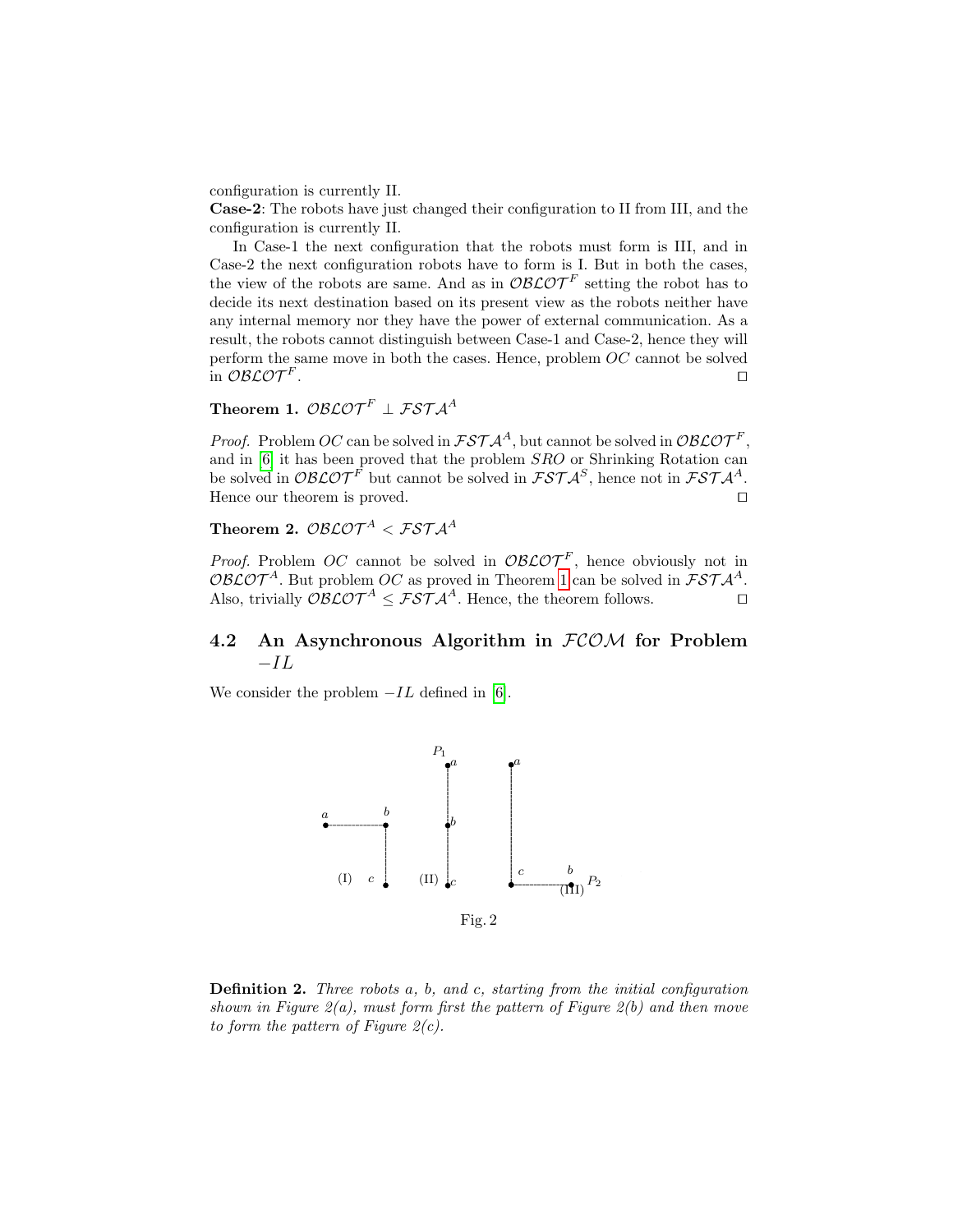configuration is currently II.

**Case-2**: The robots have just changed their configuration to II from III, and the configuration is currently II.

In Case-1 the next configuration that the robots must form is III, and in Case-2 the next configuration robots have to form is I. But in both the cases, the view of the robots are same. And as in $\mathcal{OBLOT}^F$ setting the robot has to decide its next destination based on its present view as the robots neither have any internal memory nor they have the power of external communication. As a result, the robots cannot distinguish between Case-1 and Case-2, hence they will perform the same move in both the cases. Hence, problem $OC$ cannot be solved in $\mathcal{OBLOT}^F$. □

**Theorem 1.** $\mathcal{OBLOT}^F \perp \mathcal{FSTA}^A$

*Proof.* Problem $OC$ can be solved in $\mathcal{FSTA}^A$, but cannot be solved in $\mathcal{OBLOT}^F$, and in [6] it has been proved that the problem $SRO$ or Shrinking Rotation can be solved in $\mathcal{OBLOT}^F$ but cannot be solved in $\mathcal{FSTA}^S$, hence not in $\mathcal{FSTA}^A$. Hence our theorem is proved. □

**Theorem 2.** $\mathcal{OBLOT}^A < \mathcal{FSTA}^A$

*Proof.* Problem $OC$ cannot be solved in $\mathcal{OBLOT}^F$, hence obviously not in $\mathcal{OBLOT}^A$. But problem $OC$ as proved in Theorem 1 can be solved in $\mathcal{FSTA}^A$. Also, trivially $\mathcal{OBLOT}^A \leq \mathcal{FSTA}^A$. Hence, the theorem follows. □

### 4.2 An Asynchronous Algorithm in $\mathcal{FCOM}$ for Problem $-IL$

We consider the problem $-IL$ defined in [6].

Fig. 2

**Definition 2.** *Three robots a, b, and c, starting from the initial configuration shown in Figure 2(a), must form first the pattern of Figure 2(b) and then move to form the pattern of Figure 2(c).*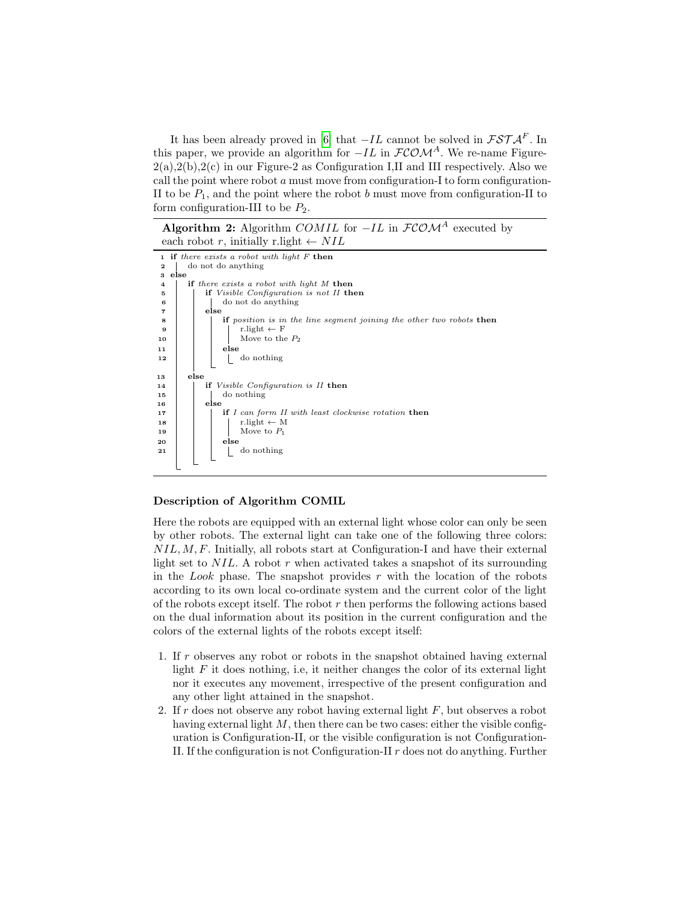It has been already proved in [6] that $-IL$ cannot be solved in $\mathcal{FSTA}^F$. In this paper, we provide an algorithm for $-IL$ in $\mathcal{FCOM}^A$. We re-name Figure-2(a),2(b),2(c) in our Figure-2 as Configuration I,II and III respectively. Also we call the point where robot $a$ must move from configuration-I to form configuration-II to be $P_1$, and the point where the robot $b$ must move from configuration-II to form configuration-III to be $P_2$.

**Algorithm 2:** Algorithm $COMIL$ for $-IL$ in $\mathcal{FCOM}^A$ executed by each robot $r$, initially r.light $\leftarrow NIL$

```
1  if there exists a robot with light F then
2  |   do not do anything
3  else
4  |   if there exists a robot with light M then
5  |   |   if Visible Configuration is not II then
6  |   |   |   do not do anything
7  |   |   else
8  |   |   |   if position is in the line segment joining the other two robots then
9  |   |   |   |   r.light ← F
10 |   |   |   |   Move to the P2
11 |   |   |   else
12 |   |   |   |   do nothing
13 |   else
14 |   |   if Visible Configuration is II then
15 |   |   |   do nothing
16 |   |   else
17 |   |   |   if I can form II with least clockwise rotation then
18 |   |   |   |   r.light ← M
19 |   |   |   |   Move to P1
20 |   |   |   else
21 |   |   |   |   do nothing
```

### Description of Algorithm COMIL

Here the robots are equipped with an external light whose color can only be seen by other robots. The external light can take one of the following three colors: $NIL, M, F$. Initially, all robots start at Configuration-I and have their external light set to $NIL$. A robot $r$ when activated takes a snapshot of its surrounding in the *Look* phase. The snapshot provides $r$ with the location of the robots according to its own local co-ordinate system and the current color of the light of the robots except itself. The robot $r$ then performs the following actions based on the dual information about its position in the current configuration and the colors of the external lights of the robots except itself:

1. If $r$ observes any robot or robots in the snapshot obtained having external light $F$ it does nothing, i.e, it neither changes the color of its external light nor it executes any movement, irrespective of the present configuration and any other light attained in the snapshot.
2. If $r$ does not observe any robot having external light $F$, but observes a robot having external light $M$, then there can be two cases: either the visible configuration is Configuration-II, or the visible configuration is not Configuration-II. If the configuration is not Configuration-II $r$ does not do anything. Further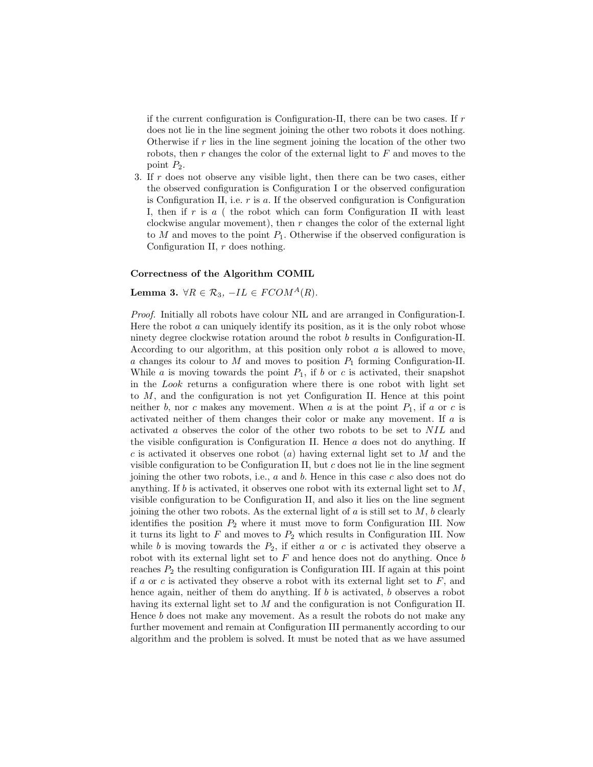if the current configuration is Configuration-II, there can be two cases. If $r$ does not lie in the line segment joining the other two robots it does nothing. Otherwise if $r$ lies in the line segment joining the location of the other two robots, then $r$ changes the color of the external light to $F$ and moves to the point $P_2$.

3. If $r$ does not observe any visible light, then there can be two cases, either the observed configuration is Configuration I or the observed configuration is Configuration II, i.e. $r$ is $a$. If the observed configuration is Configuration I, then if $r$ is $a$ ( the robot which can form Configuration II with least clockwise angular movement), then $r$ changes the color of the external light to $M$ and moves to the point $P_1$. Otherwise if the observed configuration is Configuration II, $r$ does nothing.

**Correctness of the Algorithm COMIL**

**Lemma 3.** $\forall R \in \mathcal{R}_3,\ -IL \in FCOM^A(R)$.

*Proof.* Initially all robots have colour NIL and are arranged in Configuration-I. Here the robot $a$ can uniquely identify its position, as it is the only robot whose ninety degree clockwise rotation around the robot $b$ results in Configuration-II. According to our algorithm, at this position only robot $a$ is allowed to move, $a$ changes its colour to $M$ and moves to position $P_1$ forming Configuration-II. While $a$ is moving towards the point $P_1$, if $b$ or $c$ is activated, their snapshot in the *Look* returns a configuration where there is one robot with light set to $M$, and the configuration is not yet Configuration II. Hence at this point neither $b$, nor $c$ makes any movement. When $a$ is at the point $P_1$, if $a$ or $c$ is activated neither of them changes their color or make any movement. If $a$ is activated $a$ observes the color of the other two robots to be set to $NIL$ and the visible configuration is Configuration II. Hence $a$ does not do anything. If $c$ is activated it observes one robot ($a$) having external light set to $M$ and the visible configuration to be Configuration II, but $c$ does not lie in the line segment joining the other two robots, i.e., $a$ and $b$. Hence in this case $c$ also does not do anything. If $b$ is activated, it observes one robot with its external light set to $M$, visible configuration to be Configuration II, and also it lies on the line segment joining the other two robots. As the external light of $a$ is still set to $M$, $b$ clearly identifies the position $P_2$ where it must move to form Configuration III. Now it turns its light to $F$ and moves to $P_2$ which results in Configuration III. Now while $b$ is moving towards the $P_2$, if either $a$ or $c$ is activated they observe a robot with its external light set to $F$ and hence does not do anything. Once $b$ reaches $P_2$ the resulting configuration is Configuration III. If again at this point if $a$ or $c$ is activated they observe a robot with its external light set to $F$, and hence again, neither of them do anything. If $b$ is activated, $b$ observes a robot having its external light set to $M$ and the configuration is not Configuration II. Hence $b$ does not make any movement. As a result the robots do not make any further movement and remain at Configuration III permanently according to our algorithm and the problem is solved. It must be noted that as we have assumed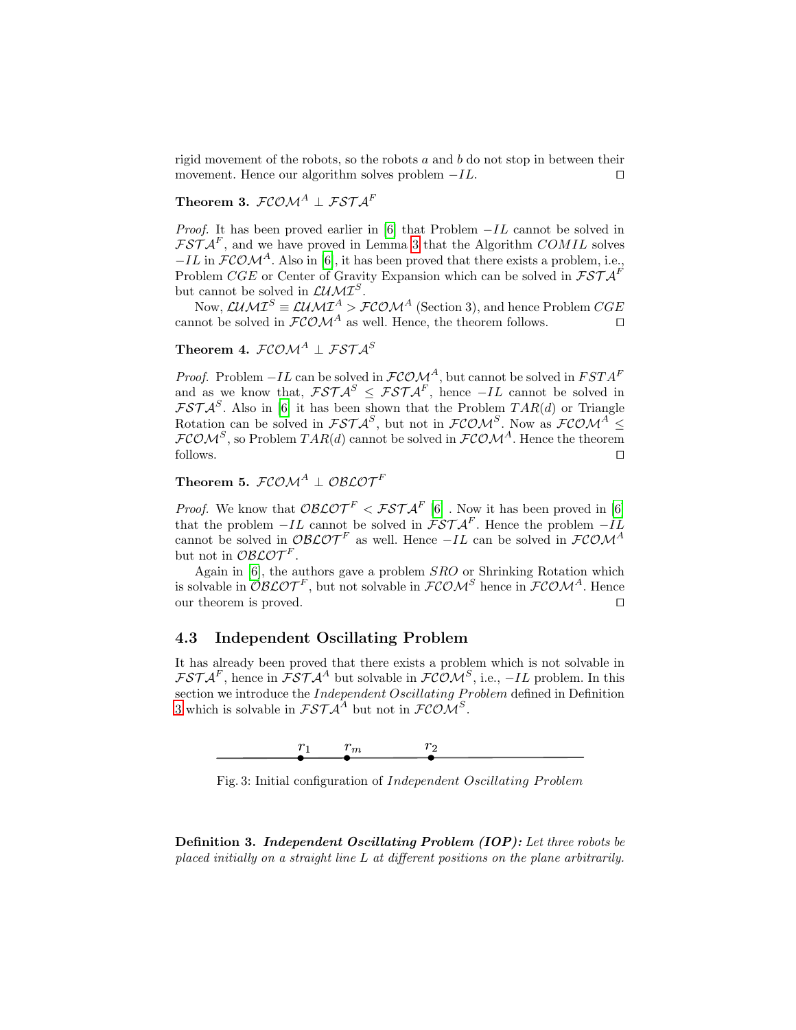rigid movement of the robots, so the robots $a$ and $b$ do not stop in between their movement. Hence our algorithm solves problem $-IL$. ◻

**Theorem 3.** $\mathcal{FCOM}^A \perp \mathcal{FSTA}^F$

*Proof.* It has been proved earlier in [6] that Problem $-IL$ cannot be solved in $\mathcal{FSTA}^F$, and we have proved in Lemma 3 that the Algorithm $COMIL$ solves $-IL$ in $\mathcal{FCOM}^A$. Also in [6], it has been proved that there exists a problem, i.e., Problem $CGE$ or Center of Gravity Expansion which can be solved in $\mathcal{FSTA}^F$ but cannot be solved in $\mathcal{LUMI}^S$.

Now, $\mathcal{LUMI}^S \equiv \mathcal{LUMI}^A > \mathcal{FCOM}^A$ (Section 3), and hence Problem $CGE$ cannot be solved in $\mathcal{FCOM}^A$ as well. Hence, the theorem follows. ◻

**Theorem 4.** $\mathcal{FCOM}^A \perp \mathcal{FSTA}^S$

*Proof.* Problem $-IL$ can be solved in $\mathcal{FCOM}^A$, but cannot be solved in $FSTA^F$ and as we know that, $\mathcal{FSTA}^S \leq \mathcal{FSTA}^F$, hence $-IL$ cannot be solved in $\mathcal{FSTA}^S$. Also in [6] it has been shown that the Problem $TAR(d)$ or Triangle Rotation can be solved in $\mathcal{FSTA}^S$, but not in $\mathcal{FCOM}^S$. Now as $\mathcal{FCOM}^A \leq \mathcal{FCOM}^S$, so Problem $TAR(d)$ cannot be solved in $\mathcal{FCOM}^A$. Hence the theorem follows. ◻

**Theorem 5.** $\mathcal{FCOM}^A \perp \mathcal{OBLOT}^F$

*Proof.* We know that $\mathcal{OBLOT}^F < \mathcal{FSTA}^F$ [6] . Now it has been proved in [6] that the problem $-IL$ cannot be solved in $\mathcal{FSTA}^F$. Hence the problem $-IL$ cannot be solved in $\mathcal{OBLOT}^F$ as well. Hence $-IL$ can be solved in $\mathcal{FCOM}^A$ but not in $\mathcal{OBLOT}^F$.

Again in [6], the authors gave a problem $SRO$ or Shrinking Rotation which is solvable in $\mathcal{OBLOT}^F$, but not solvable in $\mathcal{FCOM}^S$ hence in $\mathcal{FCOM}^A$. Hence our theorem is proved. ◻

### 4.3 Independent Oscillating Problem

It has already been proved that there exists a problem which is not solvable in $\mathcal{FSTA}^F$, hence in $\mathcal{FSTA}^A$ but solvable in $\mathcal{FCOM}^S$, i.e., $-IL$ problem. In this section we introduce the *Independent Oscillating Problem* defined in Definition 3 which is solvable in $\mathcal{FSTA}^A$ but not in $\mathcal{FCOM}^S$.

Fig. 3: Initial configuration of *Independent Oscillating Problem*

**Definition 3.** ***Independent Oscillating Problem (IOP):*** *Let three robots be placed initially on a straight line $L$ at different positions on the plane arbitrarily.*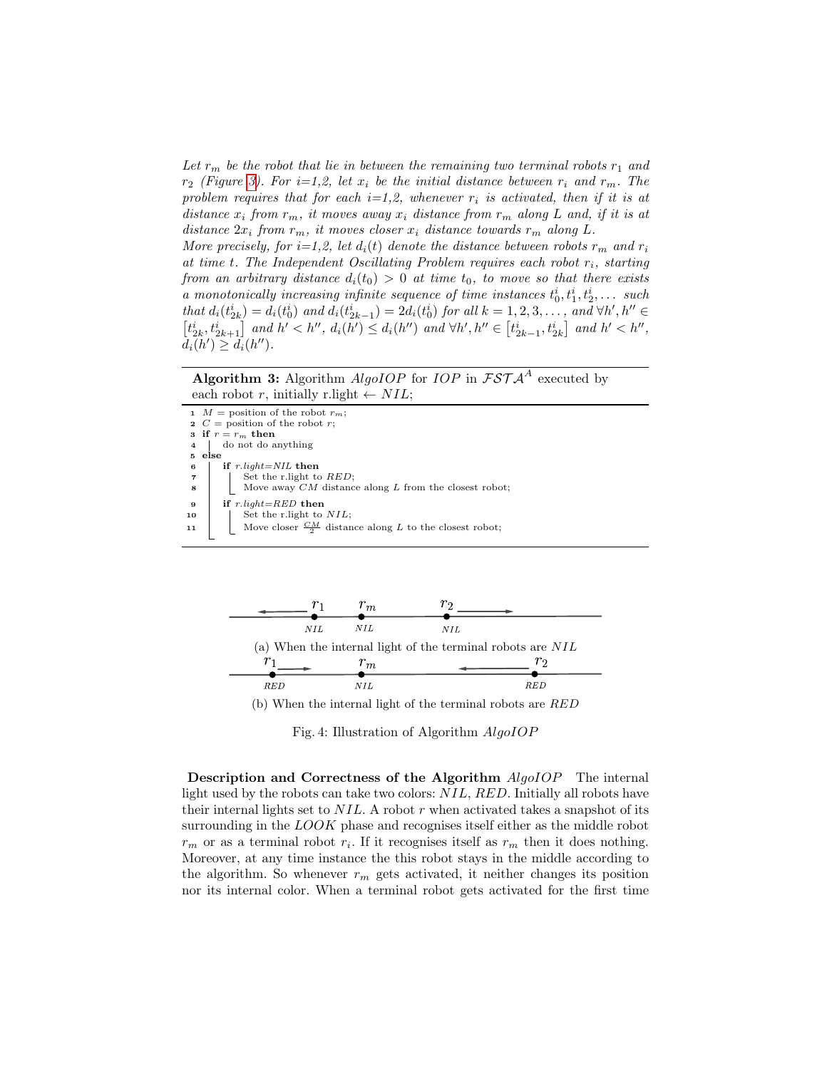*Let $r_m$ be the robot that lie in between the remaining two terminal robots $r_1$ and $r_2$ (Figure 3). For i=1,2, let $x_i$ be the initial distance between $r_i$ and $r_m$. The problem requires that for each i=1,2, whenever $r_i$ is activated, then if it is at distance $x_i$ from $r_m$, it moves away $x_i$ distance from $r_m$ along L and, if it is at distance $2x_i$ from $r_m$, it moves closer $x_i$ distance towards $r_m$ along L.*

*More precisely, for i=1,2, let $d_i(t)$ denote the distance between robots $r_m$ and $r_i$ at time t. The Independent Oscillating Problem requires each robot $r_i$, starting from an arbitrary distance $d_i(t_0) > 0$ at time $t_0$, to move so that there exists a monotonically increasing infinite sequence of time instances $t_0^i, t_1^i, t_2^i, \ldots$ such that $d_i(t_{2k}^i) = d_i(t_0^i)$ and $d_i(t_{2k-1}^i) = 2d_i(t_0^i)$ for all $k = 1, 2, 3, \ldots,$ and $\forall h', h'' \in [t_{2k}^i, t_{2k+1}^i]$ and $h' < h''$, $d_i(h') \le d_i(h'')$ and $\forall h', h'' \in [t_{2k-1}^i, t_{2k}^i]$ and $h' < h''$, $d_i(h') \ge d_i(h'')$.*

**Algorithm 3:** Algorithm *AlgoIOP* for *IOP* in $\mathcal{FSTA}^A$ executed by each robot $r$, initially r.light ← $NIL$;

```
1  M = position of the robot r_m;
2  C = position of the robot r;
3  if r = r_m then
4  |  do not do anything
5  else
6  |  if r.light=NIL then
7  |  |  Set the r.light to RED;
8  |  |  Move away CM distance along L from the closest robot;
9  |  if r.light=RED then
10 |  |  Set the r.light to NIL;
11 |  |  Move closer CM/2 distance along L to the closest robot;
```

(a) When the internal light of the terminal robots are $NIL$

(b) When the internal light of the terminal robots are $RED$

Fig. 4: Illustration of Algorithm *AlgoIOP*

**Description and Correctness of the Algorithm** *AlgoIOP* The internal light used by the robots can take two colors: $NIL$, $RED$. Initially all robots have their internal lights set to $NIL$. A robot $r$ when activated takes a snapshot of its surrounding in the *LOOK* phase and recognises itself either as the middle robot $r_m$ or as a terminal robot $r_i$. If it recognises itself as $r_m$ then it does nothing. Moreover, at any time instance the this robot stays in the middle according to the algorithm. So whenever $r_m$ gets activated, it neither changes its position nor its internal color. When a terminal robot gets activated for the first time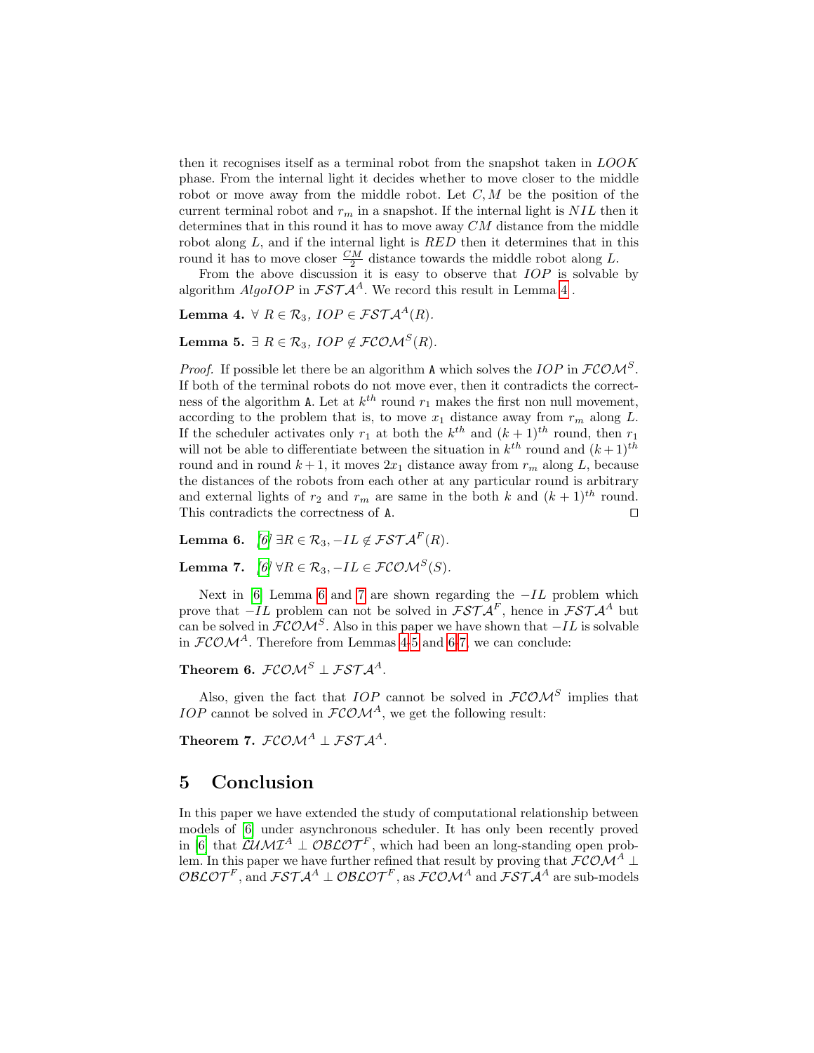then it recognises itself as a terminal robot from the snapshot taken in $LOOK$ phase. From the internal light it decides whether to move closer to the middle robot or move away from the middle robot. Let $C, M$ be the position of the current terminal robot and $r_m$ in a snapshot. If the internal light is $NIL$ then it determines that in this round it has to move away $CM$ distance from the middle robot along $L$, and if the internal light is $RED$ then it determines that in this round it has to move closer $\frac{CM}{2}$ distance towards the middle robot along $L$.

From the above discussion it is easy to observe that $IOP$ is solvable by algorithm $AlgoIOP$ in $\mathcal{FSTA}^A$. We record this result in Lemma 4.

**Lemma 4.** $\forall\ R \in \mathcal{R}_3,\ IOP \in \mathcal{FSTA}^A(R)$.

**Lemma 5.** $\exists\ R \in \mathcal{R}_3,\ IOP \notin \mathcal{FCOM}^S(R)$.

*Proof.* If possible let there be an algorithm `A` which solves the $IOP$ in $\mathcal{FCOM}^S$. If both of the terminal robots do not move ever, then it contradicts the correctness of the algorithm `A`. Let at $k^{th}$ round $r_1$ makes the first non null movement, according to the problem that is, to move $x_1$ distance away from $r_m$ along $L$. If the scheduler activates only $r_1$ at both the $k^{th}$ and $(k+1)^{th}$ round, then $r_1$ will not be able to differentiate between the situation in $k^{th}$ round and $(k+1)^{th}$ round and in round $k+1$, it moves $2x_1$ distance away from $r_m$ along $L$, because the distances of the robots from each other at any particular round is arbitrary and external lights of $r_2$ and $r_m$ are same in the both $k$ and $(k+1)^{th}$ round. This contradicts the correctness of `A`. □

**Lemma 6.** *[6]* $\exists R \in \mathcal{R}_3, -IL \notin \mathcal{FSTA}^F(R)$.

**Lemma 7.** *[6]* $\forall R \in \mathcal{R}_3, -IL \in \mathcal{FCOM}^S(S)$.

Next in [6] Lemma 6 and 7 are shown regarding the $-IL$ problem which prove that $-IL$ problem can not be solved in $\mathcal{FSTA}^F$, hence in $\mathcal{FSTA}^A$ but can be solved in $\mathcal{FCOM}^S$. Also in this paper we have shown that $-IL$ is solvable in $\mathcal{FCOM}^A$. Therefore from Lemmas 4-5 and 6-7, we can conclude:

**Theorem 6.** $\mathcal{FCOM}^S \perp \mathcal{FSTA}^A$.

Also, given the fact that $IOP$ cannot be solved in $\mathcal{FCOM}^S$ implies that $IOP$ cannot be solved in $\mathcal{FCOM}^A$, we get the following result:

**Theorem 7.** $\mathcal{FCOM}^A \perp \mathcal{FSTA}^A$.

# 5 Conclusion

In this paper we have extended the study of computational relationship between models of [6] under asynchronous scheduler. It has only been recently proved in [6] that $\mathcal{LUMI}^A \perp \mathcal{OBLOT}^F$, which had been an long-standing open problem. In this paper we have further refined that result by proving that $\mathcal{FCOM}^A \perp \mathcal{OBLOT}^F$, and $\mathcal{FSTA}^A \perp \mathcal{OBLOT}^F$, as $\mathcal{FCOM}^A$ and $\mathcal{FSTA}^A$ are sub-models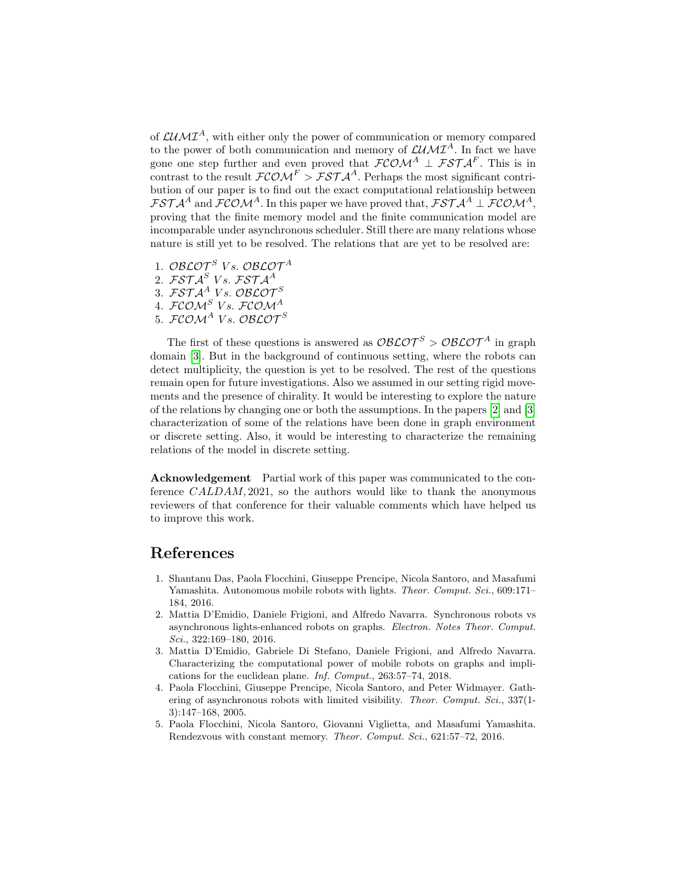of $\mathcal{LUMI}^A$, with either only the power of communication or memory compared to the power of both communication and memory of $\mathcal{LUMI}^A$. In fact we have gone one step further and even proved that $\mathcal{FCOM}^A \perp \mathcal{FSTA}^F$. This is in contrast to the result $\mathcal{FCOM}^F > \mathcal{FSTA}^A$. Perhaps the most significant contribution of our paper is to find out the exact computational relationship between $\mathcal{FSTA}^A$ and $\mathcal{FCOM}^A$. In this paper we have proved that, $\mathcal{FSTA}^A \perp \mathcal{FCOM}^A$, proving that the finite memory model and the finite communication model are incomparable under asynchronous scheduler. Still there are many relations whose nature is still yet to be resolved. The relations that are yet to be resolved are:

1. $\mathcal{OBLOT}^S$ $Vs.$ $\mathcal{OBLOT}^A$
2. $\mathcal{FSTA}^S$ $Vs.$ $\mathcal{FSTA}^A$
3. $\mathcal{FSTA}^A$ $Vs.$ $\mathcal{OBLOT}^S$
4. $\mathcal{FCOM}^S$ $Vs.$ $\mathcal{FCOM}^A$
5. $\mathcal{FCOM}^A$ $Vs.$ $\mathcal{OBLOT}^S$

The first of these questions is answered as $\mathcal{OBLOT}^S > \mathcal{OBLOT}^A$ in graph domain [3]. But in the background of continuous setting, where the robots can detect multiplicity, the question is yet to be resolved. The rest of the questions remain open for future investigations. Also we assumed in our setting rigid movements and the presence of chirality. It would be interesting to explore the nature of the relations by changing one or both the assumptions. In the papers [2] and [3] characterization of some of the relations have been done in graph environment or discrete setting. Also, it would be interesting to characterize the remaining relations of the model in discrete setting.

**Acknowledgement** Partial work of this paper was communicated to the conference $CALDAM, 2021$, so the authors would like to thank the anonymous reviewers of that conference for their valuable comments which have helped us to improve this work.

# References

1. Shantanu Das, Paola Flocchini, Giuseppe Prencipe, Nicola Santoro, and Masafumi Yamashita. Autonomous mobile robots with lights. *Theor. Comput. Sci.*, 609:171–184, 2016.
2. Mattia D'Emidio, Daniele Frigioni, and Alfredo Navarra. Synchronous robots vs asynchronous lights-enhanced robots on graphs. *Electron. Notes Theor. Comput. Sci.*, 322:169–180, 2016.
3. Mattia D'Emidio, Gabriele Di Stefano, Daniele Frigioni, and Alfredo Navarra. Characterizing the computational power of mobile robots on graphs and implications for the euclidean plane. *Inf. Comput.*, 263:57–74, 2018.
4. Paola Flocchini, Giuseppe Prencipe, Nicola Santoro, and Peter Widmayer. Gathering of asynchronous robots with limited visibility. *Theor. Comput. Sci.*, 337(1-3):147–168, 2005.
5. Paola Flocchini, Nicola Santoro, Giovanni Viglietta, and Masafumi Yamashita. Rendezvous with constant memory. *Theor. Comput. Sci.*, 621:57–72, 2016.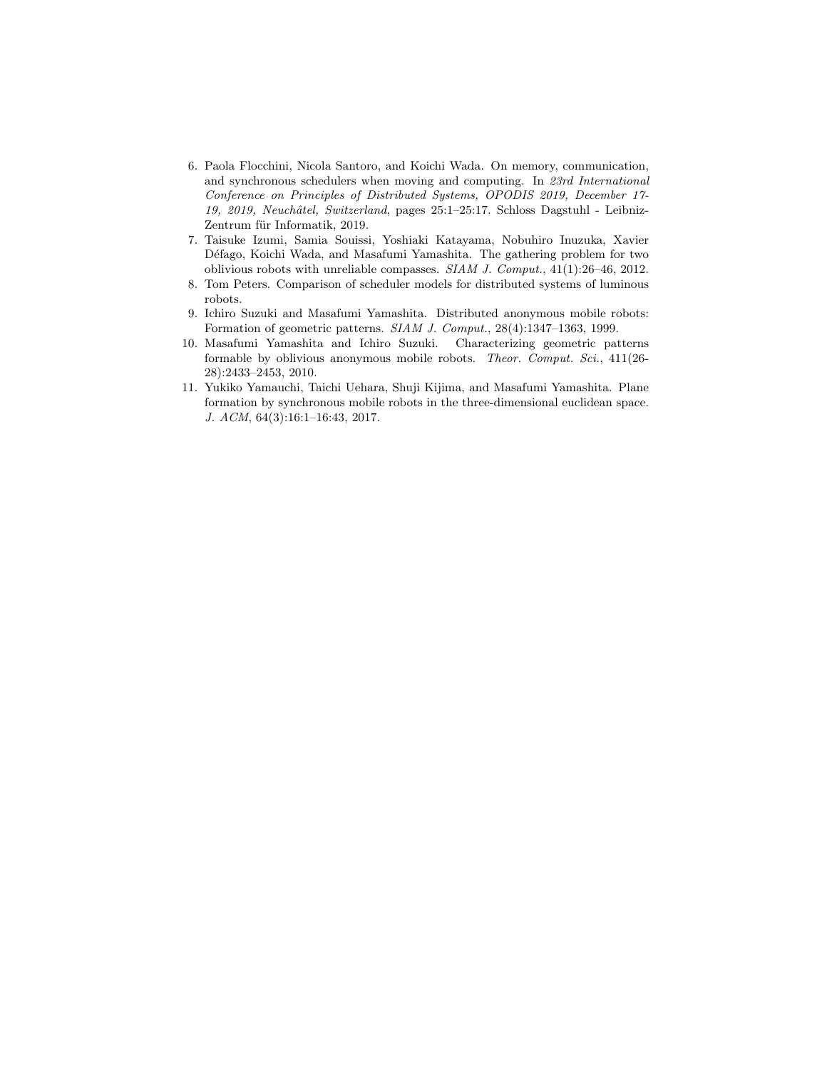6. Paola Flocchini, Nicola Santoro, and Koichi Wada. On memory, communication, and synchronous schedulers when moving and computing. In *23rd International Conference on Principles of Distributed Systems, OPODIS 2019, December 17-19, 2019, Neuchâtel, Switzerland*, pages 25:1–25:17. Schloss Dagstuhl - Leibniz-Zentrum für Informatik, 2019.
7. Taisuke Izumi, Samia Souissi, Yoshiaki Katayama, Nobuhiro Inuzuka, Xavier Défago, Koichi Wada, and Masafumi Yamashita. The gathering problem for two oblivious robots with unreliable compasses. *SIAM J. Comput.*, 41(1):26–46, 2012.
8. Tom Peters. Comparison of scheduler models for distributed systems of luminous robots.
9. Ichiro Suzuki and Masafumi Yamashita. Distributed anonymous mobile robots: Formation of geometric patterns. *SIAM J. Comput.*, 28(4):1347–1363, 1999.
10. Masafumi Yamashita and Ichiro Suzuki. Characterizing geometric patterns formable by oblivious anonymous mobile robots. *Theor. Comput. Sci.*, 411(26-28):2433–2453, 2010.
11. Yukiko Yamauchi, Taichi Uehara, Shuji Kijima, and Masafumi Yamashita. Plane formation by synchronous mobile robots in the three-dimensional euclidean space. *J. ACM*, 64(3):16:1–16:43, 2017.